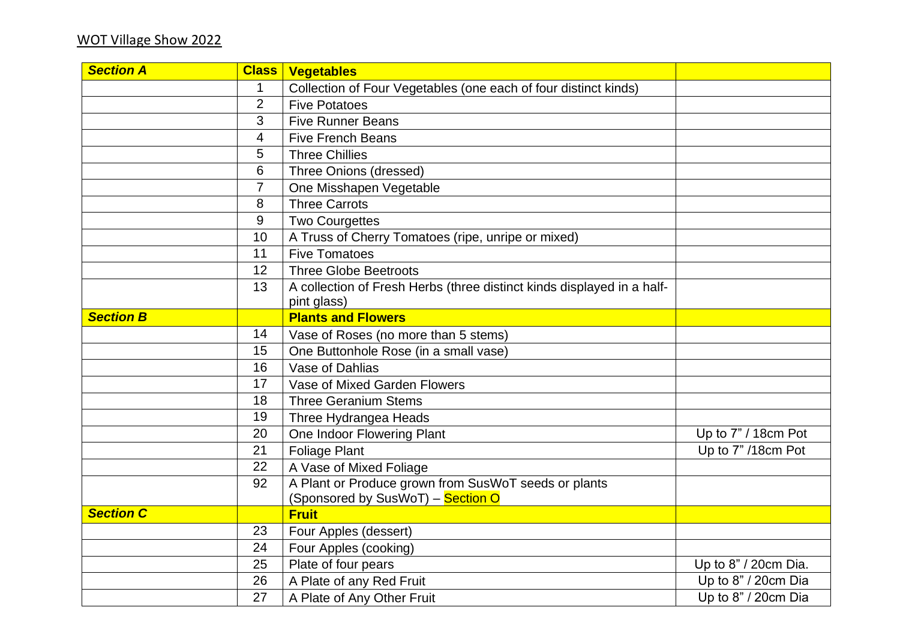WOT Village Show 2022

| ***Section A*** | **Class** | **Vegetables** | |
|---|---|---|---|
| | 1 | Collection of Four Vegetables (one each of four distinct kinds) | |
| | 2 | Five Potatoes | |
| | 3 | Five Runner Beans | |
| | 4 | Five French Beans | |
| | 5 | Three Chillies | |
| | 6 | Three Onions (dressed) | |
| | 7 | One Misshapen Vegetable | |
| | 8 | Three Carrots | |
| | 9 | Two Courgettes | |
| | 10 | A Truss of Cherry Tomatoes (ripe, unripe or mixed) | |
| | 11 | Five Tomatoes | |
| | 12 | Three Globe Beetroots | |
| | 13 | A collection of Fresh Herbs (three distinct kinds displayed in a half-pint glass) | |
| ***Section B*** | | **Plants and Flowers** | |
| | 14 | Vase of Roses (no more than 5 stems) | |
| | 15 | One Buttonhole Rose (in a small vase) | |
| | 16 | Vase of Dahlias | |
| | 17 | Vase of Mixed Garden Flowers | |
| | 18 | Three Geranium Stems | |
| | 19 | Three Hydrangea Heads | |
| | 20 | One Indoor Flowering Plant | Up to 7" / 18cm Pot |
| | 21 | Foliage Plant | Up to 7" /18cm Pot |
| | 22 | A Vase of Mixed Foliage | |
| | 92 | A Plant or Produce grown from SusWoT seeds or plants (Sponsored by SusWoT) – Section O | |
| ***Section C*** | | **Fruit** | |
| | 23 | Four Apples (dessert) | |
| | 24 | Four Apples (cooking) | |
| | 25 | Plate of four pears | Up to 8" / 20cm Dia. |
| | 26 | A Plate of any Red Fruit | Up to 8" / 20cm Dia |
| | 27 | A Plate of Any Other Fruit | Up to 8" / 20cm Dia |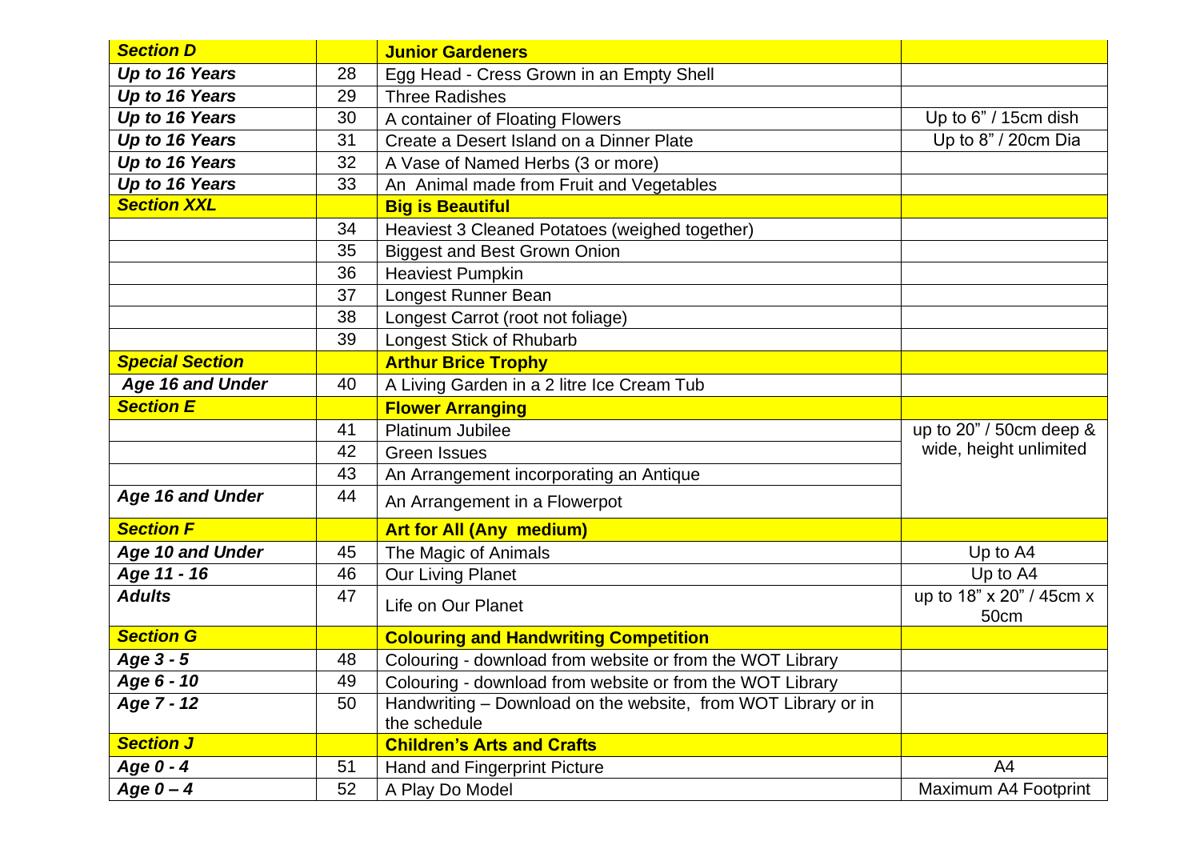| | | | |
|---|---|---|---|
| ***Section D*** | | **Junior Gardeners** | |
| ***Up to 16 Years*** | 28 | Egg Head - Cress Grown in an Empty Shell | |
| ***Up to 16 Years*** | 29 | Three Radishes | |
| ***Up to 16 Years*** | 30 | A container of Floating Flowers | Up to 6" / 15cm dish |
| ***Up to 16 Years*** | 31 | Create a Desert Island on a Dinner Plate | Up to 8" / 20cm Dia |
| ***Up to 16 Years*** | 32 | A Vase of Named Herbs (3 or more) | |
| ***Up to 16 Years*** | 33 | An Animal made from Fruit and Vegetables | |
| ***Section XXL*** | | **Big is Beautiful** | |
| | 34 | Heaviest 3 Cleaned Potatoes (weighed together) | |
| | 35 | Biggest and Best Grown Onion | |
| | 36 | Heaviest Pumpkin | |
| | 37 | Longest Runner Bean | |
| | 38 | Longest Carrot (root not foliage) | |
| | 39 | Longest Stick of Rhubarb | |
| ***Special Section*** | | **Arthur Brice Trophy** | |
| ***Age 16 and Under*** | 40 | A Living Garden in a 2 litre Ice Cream Tub | |
| ***Section E*** | | **Flower Arranging** | |
| | 41 | Platinum Jubilee | up to 20" / 50cm deep & wide, height unlimited |
| | 42 | Green Issues | |
| | 43 | An Arrangement incorporating an Antique | |
| ***Age 16 and Under*** | 44 | An Arrangement in a Flowerpot | |
| ***Section F*** | | **Art for All (Any medium)** | |
| ***Age 10 and Under*** | 45 | The Magic of Animals | Up to A4 |
| ***Age 11 - 16*** | 46 | Our Living Planet | Up to A4 |
| ***Adults*** | 47 | Life on Our Planet | up to 18" x 20" / 45cm x 50cm |
| ***Section G*** | | **Colouring and Handwriting Competition** | |
| ***Age 3 - 5*** | 48 | Colouring - download from website or from the WOT Library | |
| ***Age 6 - 10*** | 49 | Colouring - download from website or from the WOT Library | |
| ***Age 7 - 12*** | 50 | Handwriting – Download on the website, from WOT Library or in the schedule | |
| ***Section J*** | | **Children's Arts and Crafts** | |
| ***Age 0 - 4*** | 51 | Hand and Fingerprint Picture | A4 |
| ***Age 0 – 4*** | 52 | A Play Do Model | Maximum A4 Footprint |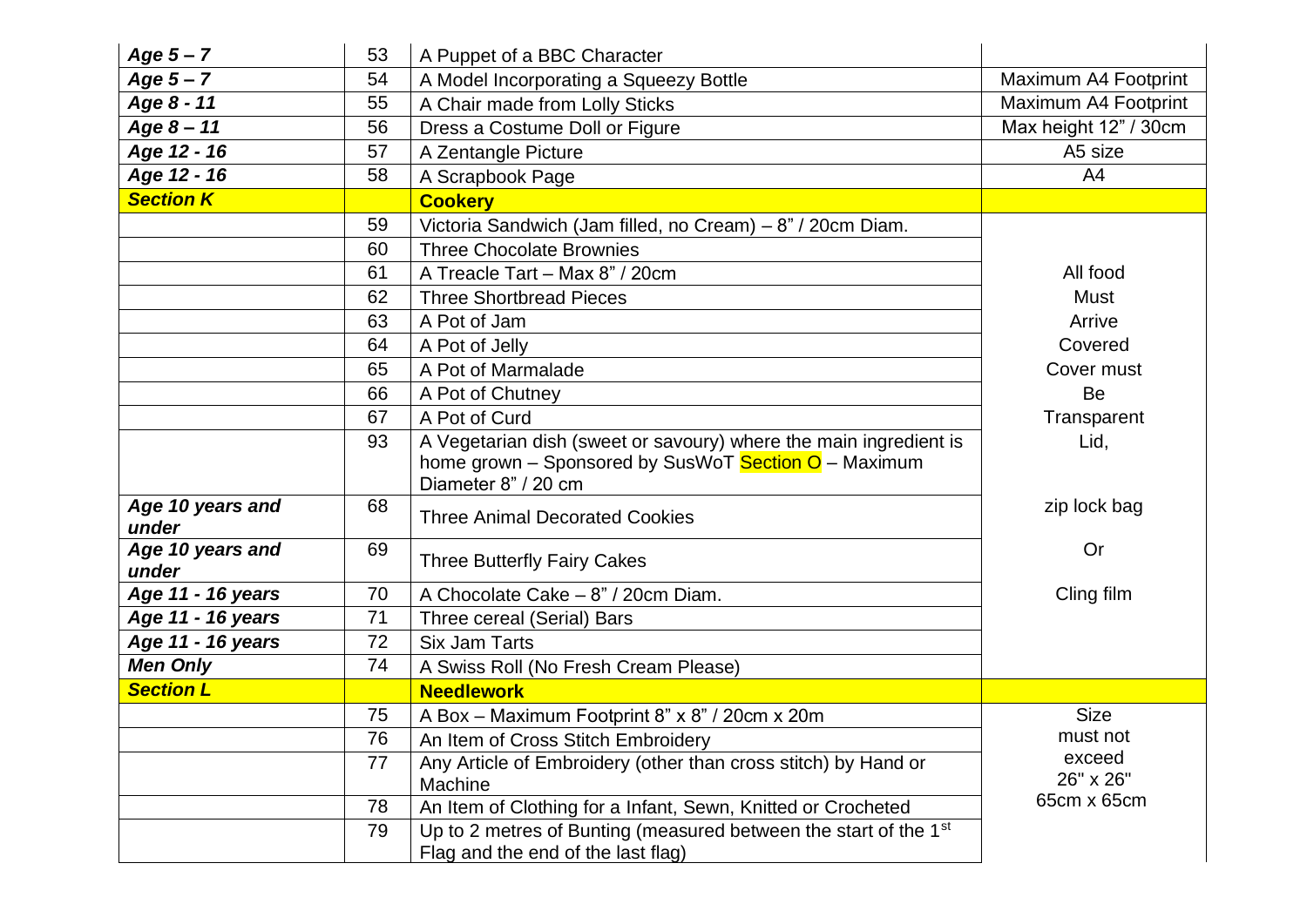| | | | |
|---|---|---|---|
| *Age 5 – 7* | 53 | A Puppet of a BBC Character | |
| *Age 5 – 7* | 54 | A Model Incorporating a Squeezy Bottle | Maximum A4 Footprint |
| *Age 8 - 11* | 55 | A Chair made from Lolly Sticks | Maximum A4 Footprint |
| *Age 8 – 11* | 56 | Dress a Costume Doll or Figure | Max height 12" / 30cm |
| *Age 12 - 16* | 57 | A Zentangle Picture | A5 size |
| *Age 12 - 16* | 58 | A Scrapbook Page | A4 |
| ***Section K*** | | **Cookery** | |
| | 59 | Victoria Sandwich (Jam filled, no Cream) – 8" / 20cm Diam. | All food Must Arrive Covered Cover must Be Transparent Lid, zip lock bag Or Cling film |
| | 60 | Three Chocolate Brownies | |
| | 61 | A Treacle Tart – Max 8" / 20cm | |
| | 62 | Three Shortbread Pieces | |
| | 63 | A Pot of Jam | |
| | 64 | A Pot of Jelly | |
| | 65 | A Pot of Marmalade | |
| | 66 | A Pot of Chutney | |
| | 67 | A Pot of Curd | |
| | 93 | A Vegetarian dish (sweet or savoury) where the main ingredient is home grown – Sponsored by SusWoT Section O – Maximum Diameter 8" / 20 cm | |
| *Age 10 years and under* | 68 | Three Animal Decorated Cookies | |
| *Age 10 years and under* | 69 | Three Butterfly Fairy Cakes | |
| *Age 11 - 16 years* | 70 | A Chocolate Cake – 8" / 20cm Diam. | |
| *Age 11 - 16 years* | 71 | Three cereal (Serial) Bars | |
| *Age 11 - 16 years* | 72 | Six Jam Tarts | |
| *Men Only* | 74 | A Swiss Roll (No Fresh Cream Please) | |
| ***Section L*** | | **Needlework** | |
| | 75 | A Box – Maximum Footprint 8" x 8" / 20cm x 20m | Size must not exceed 26" x 26" 65cm x 65cm |
| | 76 | An Item of Cross Stitch Embroidery | |
| | 77 | Any Article of Embroidery (other than cross stitch) by Hand or Machine | |
| | 78 | An Item of Clothing for a Infant, Sewn, Knitted or Crocheted | |
| | 79 | Up to 2 metres of Bunting (measured between the start of the 1st Flag and the end of the last flag) | |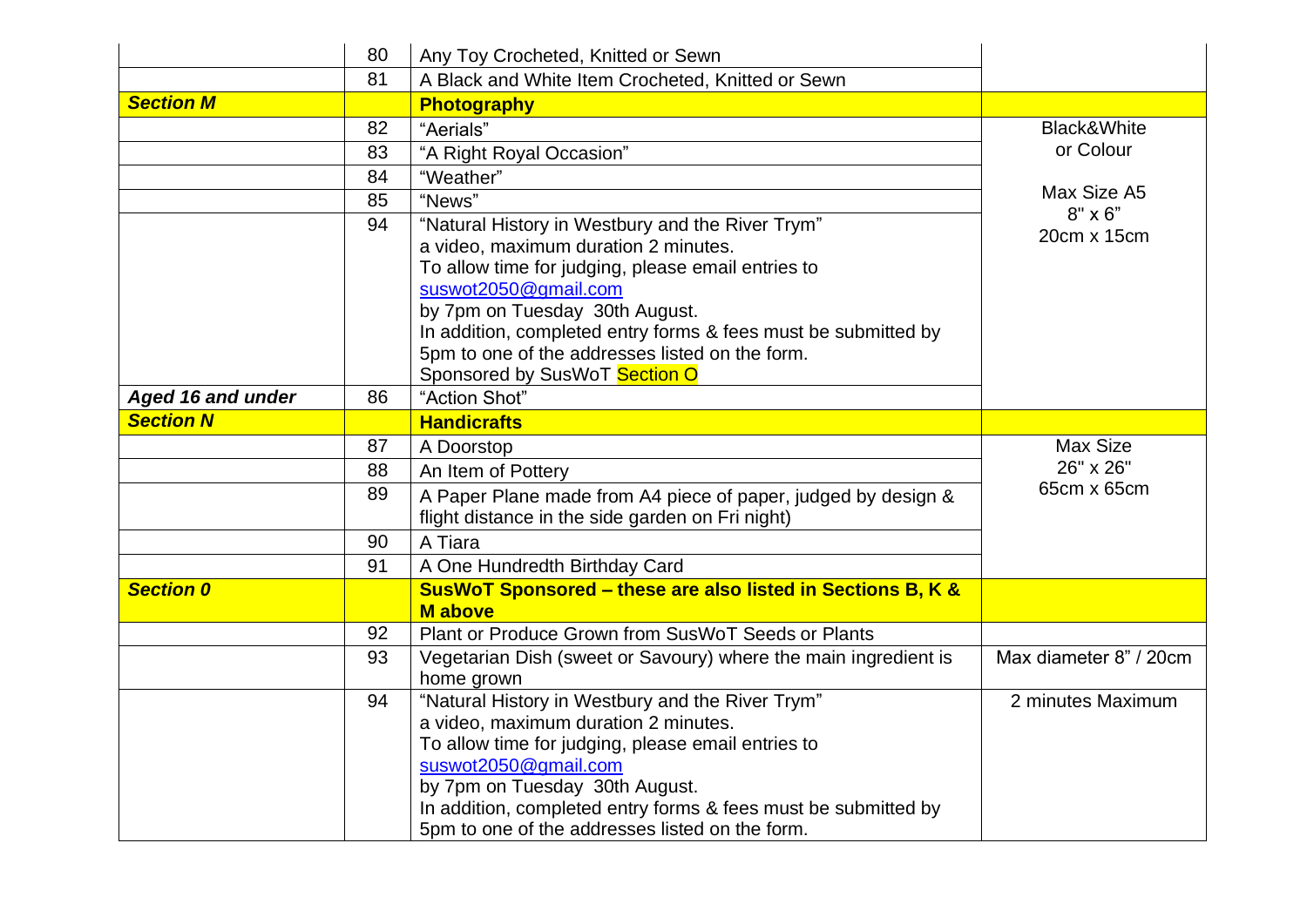| | | | |
|---|---|---|---|
| | 80 | Any Toy Crocheted, Knitted or Sewn | |
| | 81 | A Black and White Item Crocheted, Knitted or Sewn | |
| ***Section M*** | | **Photography** | |
| | 82 | "Aerials" | Black&White or Colour<br><br>Max Size A5 8" x 6" 20cm x 15cm |
| | 83 | "A Right Royal Occasion" | |
| | 84 | "Weather" | |
| | 85 | "News" | |
| | 94 | "Natural History in Westbury and the River Trym" a video, maximum duration 2 minutes. To allow time for judging, please email entries to suswot2050@gmail.com by 7pm on Tuesday 30th August. In addition, completed entry forms & fees must be submitted by 5pm to one of the addresses listed on the form. Sponsored by SusWoT Section O | |
| ***Aged 16 and under*** | 86 | "Action Shot" | |
| ***Section N*** | | **Handicrafts** | |
| | 87 | A Doorstop | Max Size 26" x 26" 65cm x 65cm |
| | 88 | An Item of Pottery | |
| | 89 | A Paper Plane made from A4 piece of paper, judged by design & flight distance in the side garden on Fri night) | |
| | 90 | A Tiara | |
| | 91 | A One Hundredth Birthday Card | |
| ***Section 0*** | | **SusWoT Sponsored – these are also listed in Sections B, K & M above** | |
| | 92 | Plant or Produce Grown from SusWoT Seeds or Plants | |
| | 93 | Vegetarian Dish (sweet or Savoury) where the main ingredient is home grown | Max diameter 8" / 20cm |
| | 94 | "Natural History in Westbury and the River Trym" a video, maximum duration 2 minutes. To allow time for judging, please email entries to suswot2050@gmail.com by 7pm on Tuesday 30th August. In addition, completed entry forms & fees must be submitted by 5pm to one of the addresses listed on the form. | 2 minutes Maximum |